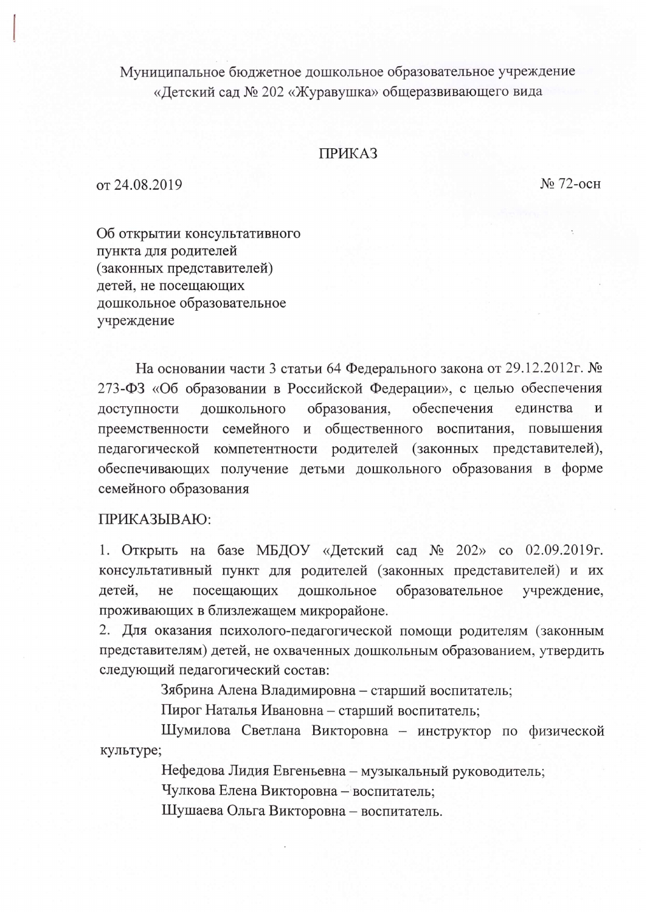Муниципальное бюджетное дошкольное образовательное учреждение
«Детский сад № 202 «Журавушка» общеразвивающего вида

# ПРИКАЗ

от 24.08.2019 № 72-осн

Об открытии консультативного пункта для родителей (законных представителей) детей, не посещающих дошкольное образовательное учреждение

На основании части 3 статьи 64 Федерального закона от 29.12.2012г. № 273-ФЗ «Об образовании в Российской Федерации», с целью обеспечения доступности дошкольного образования, обеспечения единства и преемственности семейного и общественного воспитания, повышения педагогической компетентности родителей (законных представителей), обеспечивающих получение детьми дошкольного образования в форме семейного образования

ПРИКАЗЫВАЮ:

1. Открыть на базе МБДОУ «Детский сад № 202» со 02.09.2019г. консультативный пункт для родителей (законных представителей) и их детей, не посещающих дошкольное образовательное учреждение, проживающих в близлежащем микрорайоне.
2. Для оказания психолого-педагогической помощи родителям (законным представителям) детей, не охваченных дошкольным образованием, утвердить следующий педагогический состав:

   Зябрина Алена Владимировна – старший воспитатель;

   Пирог Наталья Ивановна – старший воспитатель;

   Шумилова Светлана Викторовна – инструктор по физической культуре;

   Нефедова Лидия Евгеньевна – музыкальный руководитель;

   Чулкова Елена Викторовна – воспитатель;

   Шушаева Ольга Викторовна – воспитатель.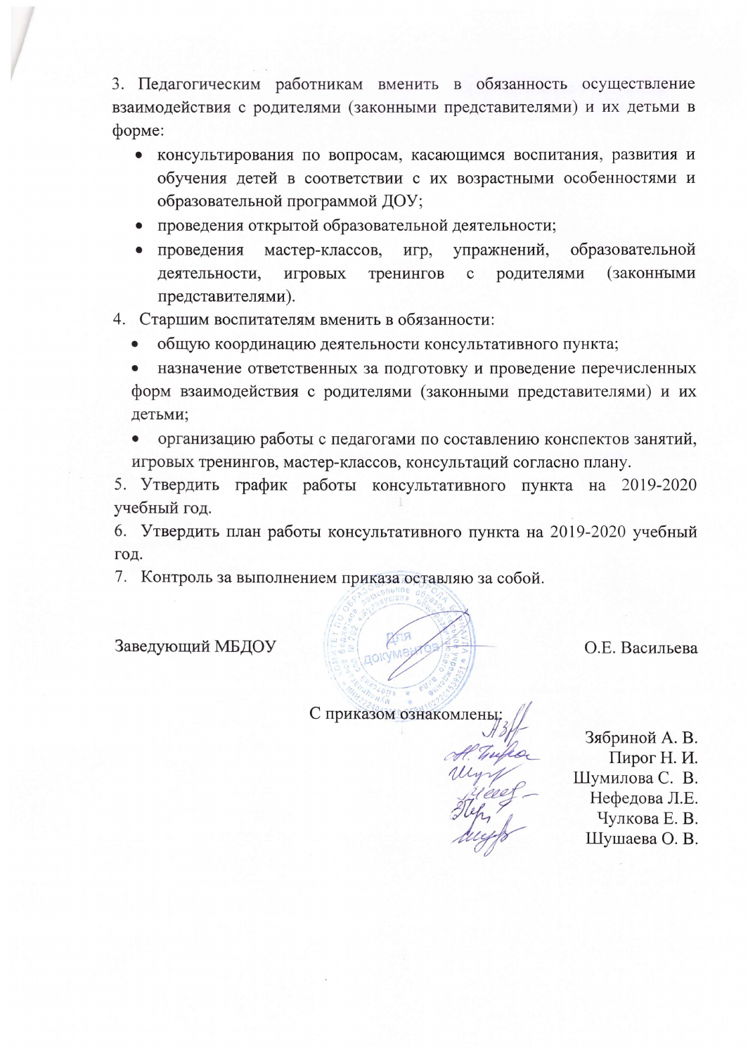3. Педагогическим работникам вменить в обязанность осуществление взаимодействия с родителями (законными представителями) и их детьми в форме:

- консультирования по вопросам, касающимся воспитания, развития и обучения детей в соответствии с их возрастными особенностями и образовательной программой ДОУ;
- проведения открытой образовательной деятельности;
- проведения мастер-классов, игр, упражнений, образовательной деятельности, игровых тренингов с родителями (законными представителями).

4. Старшим воспитателям вменить в обязанности:

- общую координацию деятельности консультативного пункта;
- назначение ответственных за подготовку и проведение перечисленных форм взаимодействия с родителями (законными представителями) и их детьми;
- организацию работы с педагогами по составлению конспектов занятий, игровых тренингов, мастер-классов, консультаций согласно плану.

5. Утвердить график работы консультативного пункта на 2019-2020 учебный год.

6. Утвердить план работы консультативного пункта на 2019-2020 учебный год.

7. Контроль за выполнением приказа оставляю за собой.

Заведующий МБДОУ О.Е. Васильева

С приказом ознакомлены:

Зябриной А. В.
Пирог Н. И.
Шумилова С. В.
Нефедова Л.Е.
Чулкова Е. В.
Шушаева О. В.